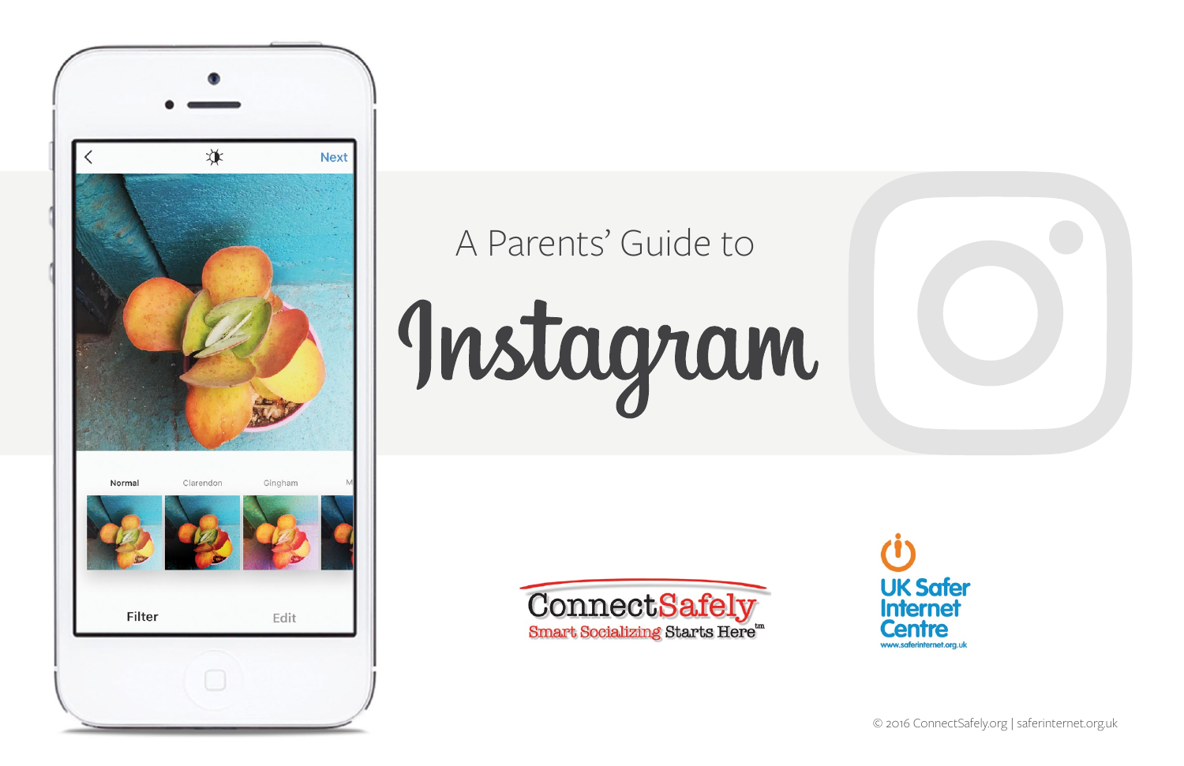A Parents' Guide to

# Instagram

ConnectSafely
Smart Socializing Starts Here™

UK Safer Internet Centre
www.saferinternet.org.uk

© 2016 ConnectSafely.org | saferinternet.org.uk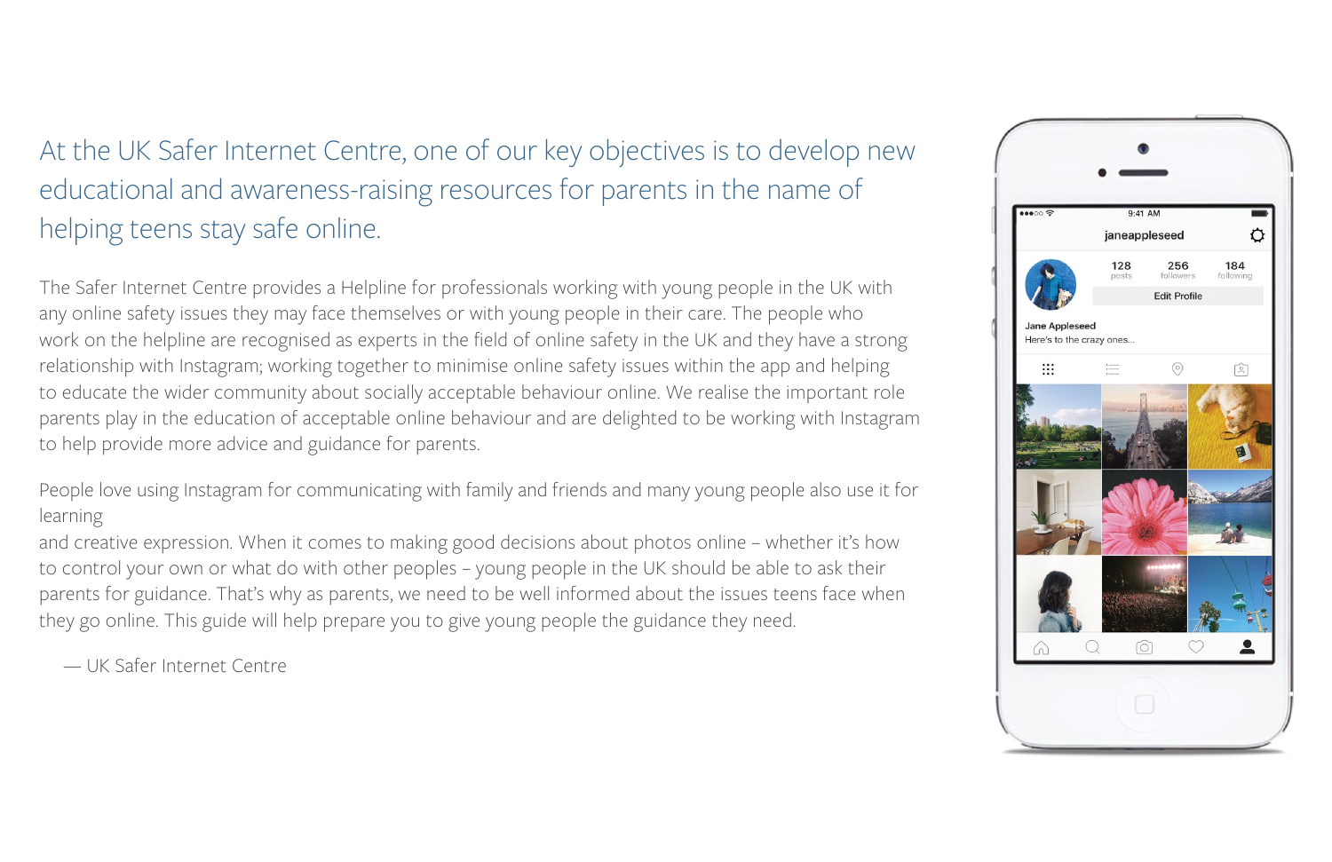At the UK Safer Internet Centre, one of our key objectives is to develop new educational and awareness-raising resources for parents in the name of helping teens stay safe online.

The Safer Internet Centre provides a Helpline for professionals working with young people in the UK with any online safety issues they may face themselves or with young people in their care. The people who work on the helpline are recognised as experts in the field of online safety in the UK and they have a strong relationship with Instagram; working together to minimise online safety issues within the app and helping to educate the wider community about socially acceptable behaviour online. We realise the important role parents play in the education of acceptable online behaviour and are delighted to be working with Instagram to help provide more advice and guidance for parents.

People love using Instagram for communicating with family and friends and many young people also use it for learning
and creative expression. When it comes to making good decisions about photos online – whether it's how to control your own or what do with other peoples – young people in the UK should be able to ask their parents for guidance. That's why as parents, we need to be well informed about the issues teens face when they go online. This guide will help prepare you to give young people the guidance they need.

— UK Safer Internet Centre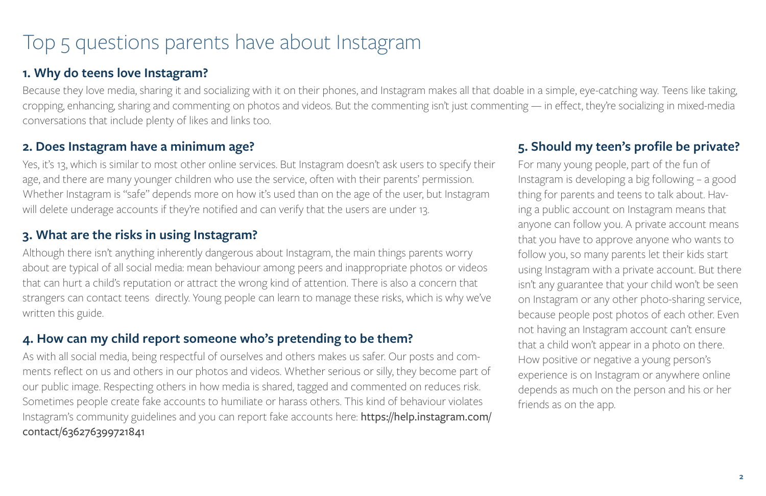# Top 5 questions parents have about Instagram

### 1. Why do teens love Instagram?

Because they love media, sharing it and socializing with it on their phones, and Instagram makes all that doable in a simple, eye-catching way. Teens like taking, cropping, enhancing, sharing and commenting on photos and videos. But the commenting isn't just commenting — in effect, they're socializing in mixed-media conversations that include plenty of likes and links too.

### 2. Does Instagram have a minimum age?

Yes, it's 13, which is similar to most other online services. But Instagram doesn't ask users to specify their age, and there are many younger children who use the service, often with their parents' permission. Whether Instagram is "safe" depends more on how it's used than on the age of the user, but Instagram will delete underage accounts if they're notified and can verify that the users are under 13.

### 3. What are the risks in using Instagram?

Although there isn't anything inherently dangerous about Instagram, the main things parents worry about are typical of all social media: mean behaviour among peers and inappropriate photos or videos that can hurt a child's reputation or attract the wrong kind of attention. There is also a concern that strangers can contact teens directly. Young people can learn to manage these risks, which is why we've written this guide.

### 4. How can my child report someone who's pretending to be them?

As with all social media, being respectful of ourselves and others makes us safer. Our posts and comments reflect on us and others in our photos and videos. Whether serious or silly, they become part of our public image. Respecting others in how media is shared, tagged and commented on reduces risk. Sometimes people create fake accounts to humiliate or harass others. This kind of behaviour violates Instagram's community guidelines and you can report fake accounts here: **https://help.instagram.com/contact/636276399721841**

### 5. Should my teen's profile be private?

For many young people, part of the fun of Instagram is developing a big following – a good thing for parents and teens to talk about. Having a public account on Instagram means that anyone can follow you. A private account means that you have to approve anyone who wants to follow you, so many parents let their kids start using Instagram with a private account. But there isn't any guarantee that your child won't be seen on Instagram or any other photo-sharing service, because people post photos of each other. Even not having an Instagram account can't ensure that a child won't appear in a photo on there. How positive or negative a young person's experience is on Instagram or anywhere online depends as much on the person and his or her friends as on the app.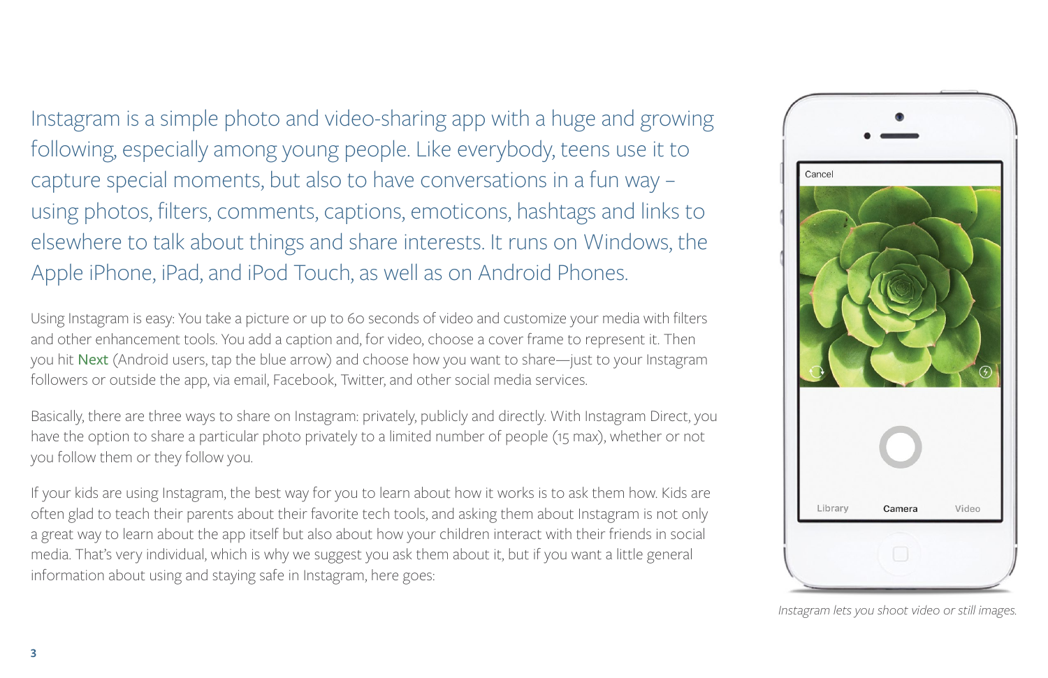Instagram is a simple photo and video-sharing app with a huge and growing following, especially among young people. Like everybody, teens use it to capture special moments, but also to have conversations in a fun way – using photos, filters, comments, captions, emoticons, hashtags and links to elsewhere to talk about things and share interests. It runs on Windows, the Apple iPhone, iPad, and iPod Touch, as well as on Android Phones.

Using Instagram is easy: You take a picture or up to 60 seconds of video and customize your media with filters and other enhancement tools. You add a caption and, for video, choose a cover frame to represent it. Then you hit Next (Android users, tap the blue arrow) and choose how you want to share—just to your Instagram followers or outside the app, via email, Facebook, Twitter, and other social media services.

Basically, there are three ways to share on Instagram: privately, publicly and directly. With Instagram Direct, you have the option to share a particular photo privately to a limited number of people (15 max), whether or not you follow them or they follow you.

If your kids are using Instagram, the best way for you to learn about how it works is to ask them how. Kids are often glad to teach their parents about their favorite tech tools, and asking them about Instagram is not only a great way to learn about the app itself but also about how your children interact with their friends in social media. That's very individual, which is why we suggest you ask them about it, but if you want a little general information about using and staying safe in Instagram, here goes:

*Instagram lets you shoot video or still images.*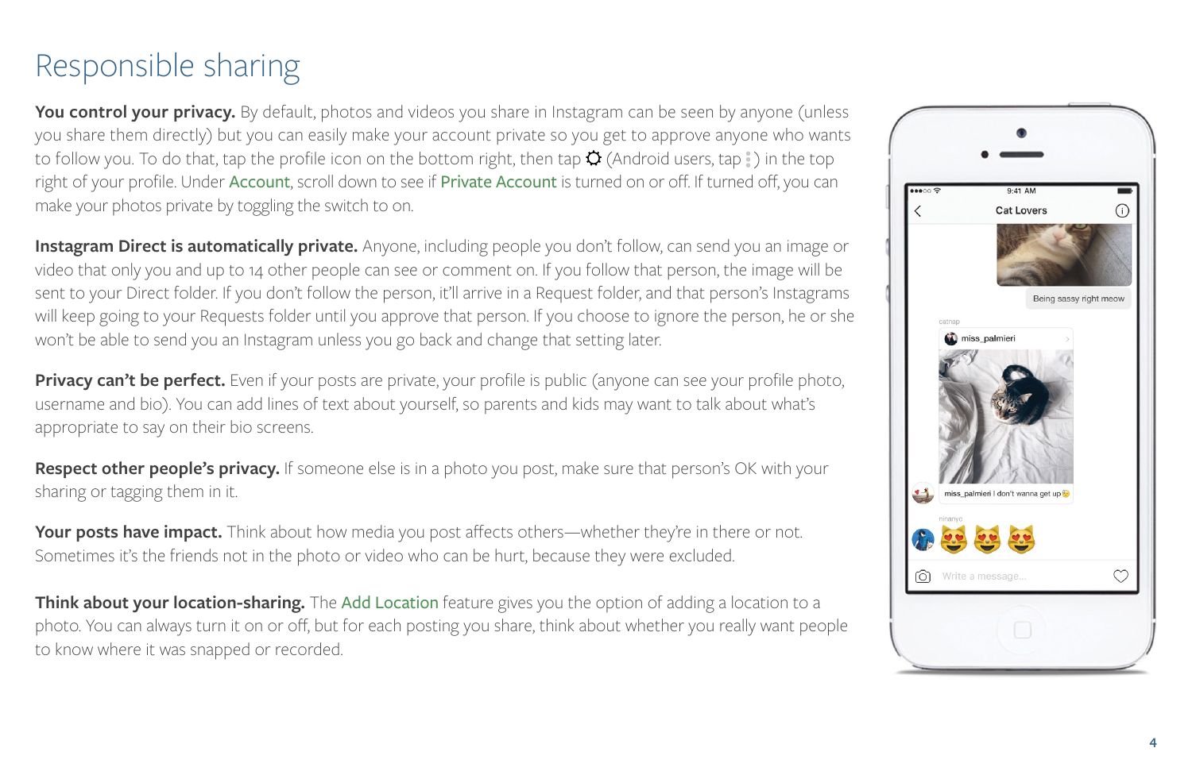# Responsible sharing

**You control your privacy.** By default, photos and videos you share in Instagram can be seen by anyone (unless you share them directly) but you can easily make your account private so you get to approve anyone who wants to follow you. To do that, tap the profile icon on the bottom right, then tap ⚙ (Android users, tap ⋮) in the top right of your profile. Under Account, scroll down to see if Private Account is turned on or off. If turned off, you can make your photos private by toggling the switch to on.

**Instagram Direct is automatically private.** Anyone, including people you don't follow, can send you an image or video that only you and up to 14 other people can see or comment on. If you follow that person, the image will be sent to your Direct folder. If you don't follow the person, it'll arrive in a Request folder, and that person's Instagrams will keep going to your Requests folder until you approve that person. If you choose to ignore the person, he or she won't be able to send you an Instagram unless you go back and change that setting later.

**Privacy can't be perfect.** Even if your posts are private, your profile is public (anyone can see your profile photo, username and bio). You can add lines of text about yourself, so parents and kids may want to talk about what's appropriate to say on their bio screens.

**Respect other people's privacy.** If someone else is in a photo you post, make sure that person's OK with your sharing or tagging them in it.

**Your posts have impact.** Think about how media you post affects others—whether they're in there or not. Sometimes it's the friends not in the photo or video who can be hurt, because they were excluded.

**Think about your location-sharing.** The Add Location feature gives you the option of adding a location to a photo. You can always turn it on or off, but for each posting you share, think about whether you really want people to know where it was snapped or recorded.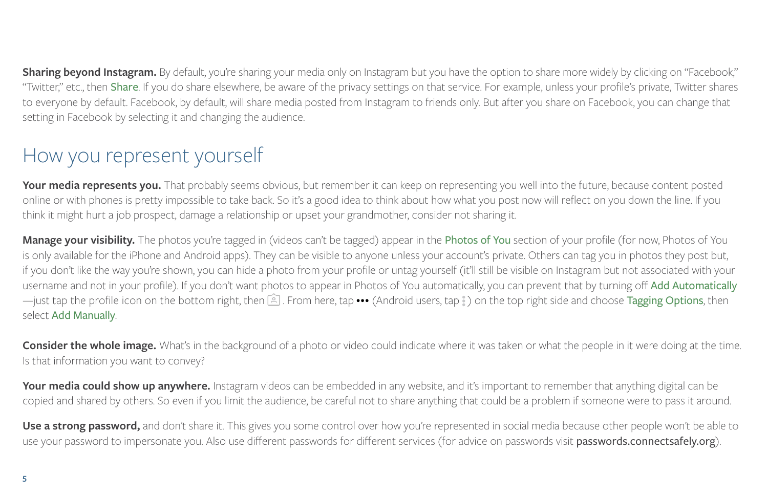**Sharing beyond Instagram.** By default, you're sharing your media only on Instagram but you have the option to share more widely by clicking on "Facebook," "Twitter," etc., then Share. If you do share elsewhere, be aware of the privacy settings on that service. For example, unless your profile's private, Twitter shares to everyone by default. Facebook, by default, will share media posted from Instagram to friends only. But after you share on Facebook, you can change that setting in Facebook by selecting it and changing the audience.

## How you represent yourself

**Your media represents you.** That probably seems obvious, but remember it can keep on representing you well into the future, because content posted online or with phones is pretty impossible to take back. So it's a good idea to think about how what you post now will reflect on you down the line. If you think it might hurt a job prospect, damage a relationship or upset your grandmother, consider not sharing it.

**Manage your visibility.** The photos you're tagged in (videos can't be tagged) appear in the Photos of You section of your profile (for now, Photos of You is only available for the iPhone and Android apps). They can be visible to anyone unless your account's private. Others can tag you in photos they post but, if you don't like the way you're shown, you can hide a photo from your profile or untag yourself (it'll still be visible on Instagram but not associated with your username and not in your profile). If you don't want photos to appear in Photos of You automatically, you can prevent that by turning off Add Automatically —just tap the profile icon on the bottom right, then . From here, tap ••• (Android users, tap ⋮) on the top right side and choose Tagging Options, then select Add Manually.

**Consider the whole image.** What's in the background of a photo or video could indicate where it was taken or what the people in it were doing at the time. Is that information you want to convey?

**Your media could show up anywhere.** Instagram videos can be embedded in any website, and it's important to remember that anything digital can be copied and shared by others. So even if you limit the audience, be careful not to share anything that could be a problem if someone were to pass it around.

**Use a strong password,** and don't share it. This gives you some control over how you're represented in social media because other people won't be able to use your password to impersonate you. Also use different passwords for different services (for advice on passwords visit passwords.connectsafely.org).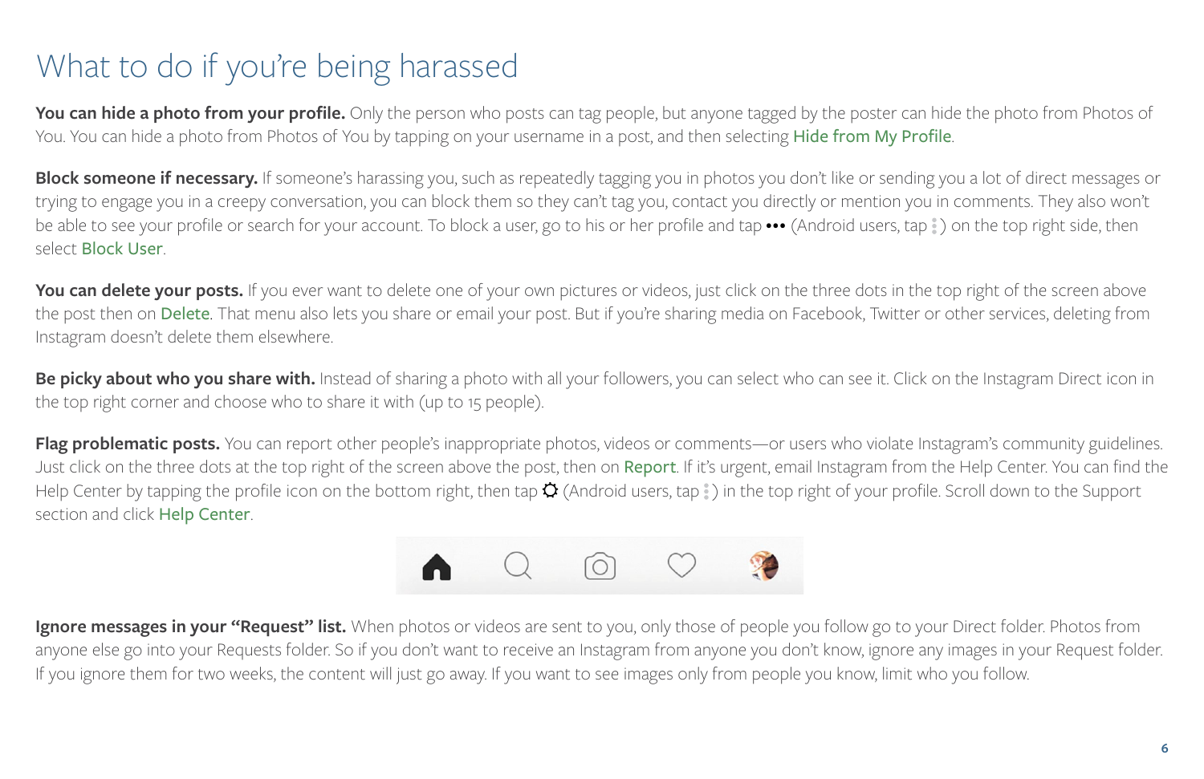# What to do if you're being harassed

**You can hide a photo from your profile.** Only the person who posts can tag people, but anyone tagged by the poster can hide the photo from Photos of You. You can hide a photo from Photos of You by tapping on your username in a post, and then selecting Hide from My Profile.

**Block someone if necessary.** If someone's harassing you, such as repeatedly tagging you in photos you don't like or sending you a lot of direct messages or trying to engage you in a creepy conversation, you can block them so they can't tag you, contact you directly or mention you in comments. They also won't be able to see your profile or search for your account. To block a user, go to his or her profile and tap ••• (Android users, tap ⋮) on the top right side, then select Block User.

**You can delete your posts.** If you ever want to delete one of your own pictures or videos, just click on the three dots in the top right of the screen above the post then on Delete. That menu also lets you share or email your post. But if you're sharing media on Facebook, Twitter or other services, deleting from Instagram doesn't delete them elsewhere.

**Be picky about who you share with.** Instead of sharing a photo with all your followers, you can select who can see it. Click on the Instagram Direct icon in the top right corner and choose who to share it with (up to 15 people).

**Flag problematic posts.** You can report other people's inappropriate photos, videos or comments—or users who violate Instagram's community guidelines. Just click on the three dots at the top right of the screen above the post, then on Report. If it's urgent, email Instagram from the Help Center. You can find the Help Center by tapping the profile icon on the bottom right, then tap ⚙ (Android users, tap ⋮) in the top right of your profile. Scroll down to the Support section and click Help Center.

**Ignore messages in your "Request" list.** When photos or videos are sent to you, only those of people you follow go to your Direct folder. Photos from anyone else go into your Requests folder. So if you don't want to receive an Instagram from anyone you don't know, ignore any images in your Request folder. If you ignore them for two weeks, the content will just go away. If you want to see images only from people you know, limit who you follow.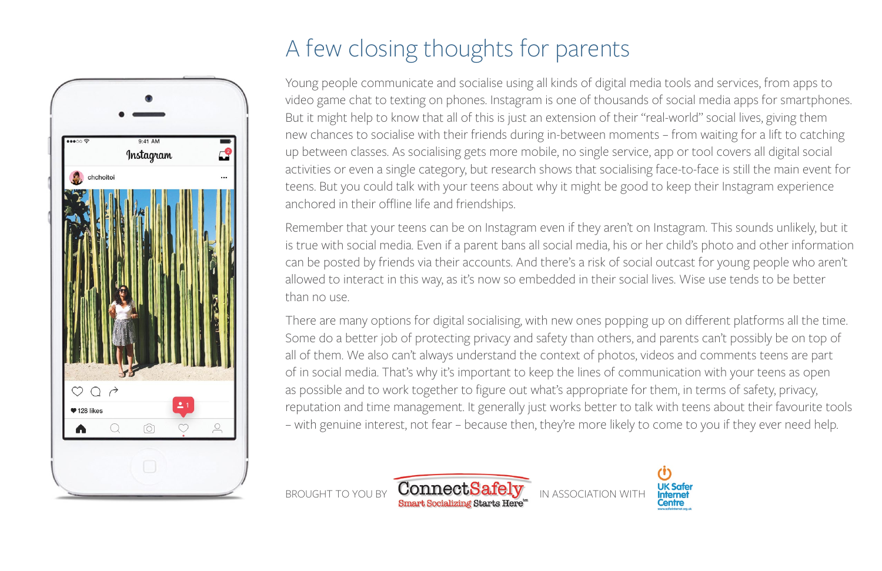# A few closing thoughts for parents

Young people communicate and socialise using all kinds of digital media tools and services, from apps to video game chat to texting on phones. Instagram is one of thousands of social media apps for smartphones. But it might help to know that all of this is just an extension of their "real-world" social lives, giving them new chances to socialise with their friends during in-between moments – from waiting for a lift to catching up between classes. As socialising gets more mobile, no single service, app or tool covers all digital social activities or even a single category, but research shows that socialising face-to-face is still the main event for teens. But you could talk with your teens about why it might be good to keep their Instagram experience anchored in their offline life and friendships.

Remember that your teens can be on Instagram even if they aren't on Instagram. This sounds unlikely, but it is true with social media. Even if a parent bans all social media, his or her child's photo and other information can be posted by friends via their accounts. And there's a risk of social outcast for young people who aren't allowed to interact in this way, as it's now so embedded in their social lives. Wise use tends to be better than no use.

There are many options for digital socialising, with new ones popping up on different platforms all the time. Some do a better job of protecting privacy and safety than others, and parents can't possibly be on top of all of them. We also can't always understand the context of photos, videos and comments teens are part of in social media. That's why it's important to keep the lines of communication with your teens as open as possible and to work together to figure out what's appropriate for them, in terms of safety, privacy, reputation and time management. It generally just works better to talk with teens about their favourite tools – with genuine interest, not fear – because then, they're more likely to come to you if they ever need help.

BROUGHT TO YOU BY ConnectSafely Smart Socializing Starts Here™ IN ASSOCIATION WITH UK Safer Internet Centre